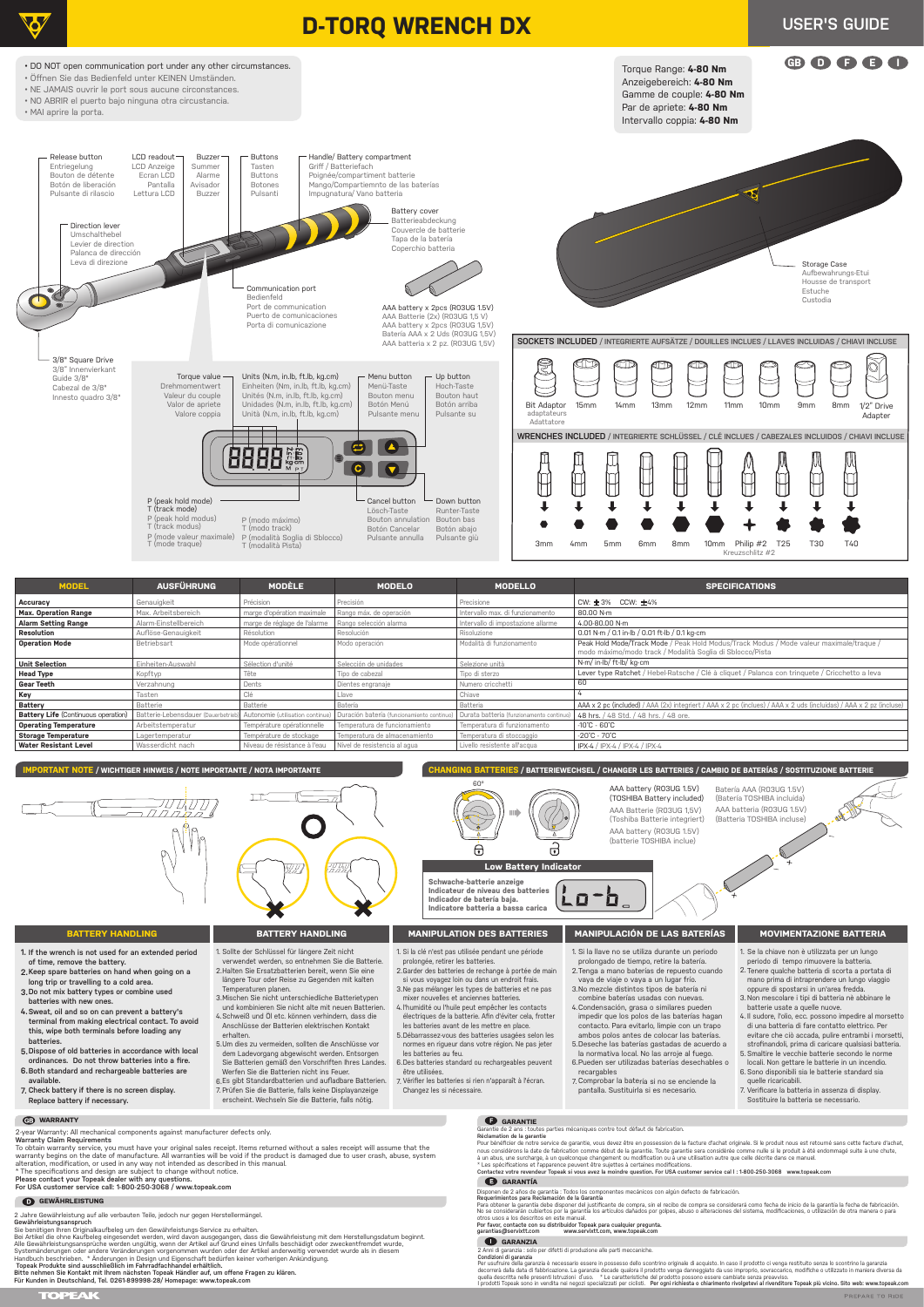# D-TORQ WRENCH DX

## USER'S GUIDE

GB D F E I

- DO NOT open communication port under any other circumstances.
- Öffnen Sie das Bedienfeld unter KEINEN Umständen.
- NE JAMAIS ouvrir le port sous aucune circonstances.
- NO ABRIR el puerto bajo ninguna otra circustancia.
- MAI aprire la porta.

Torque Range: **4-80 Nm**
Anzeigebereich: **4-80 Nm**
Gamme de couple: **4-80 Nm**
Par de apriete: **4-80 Nm**
Intervallo coppia: **4-80 Nm**

Release button / Entriegelung / Bouton de détente / Botón de liberación / Pulsante di rilascio

LCD readout / LCD Anzeige / Ecran LCD / Pantalla / Lettura LCD

Buzzer / Summer / Alarme / Avisador / Buzzer

Buttons / Tasten / Buttons / Botones / Pulsanti

Handle/ Battery compartment / Griff / Batteriefach / Poignée/compartiment batterie / Mango/Compartimento de las baterías / Impugnatura/ Vano batteria

Direction lever / Umschalthebel / Levier de direction / Palanca de dirección / Leva di direzione

Battery cover / Batterieabdeckung / Couvercle de batterie / Tapa de la batería / Coperchio batteria

Communication port / Bedienfeld / Port de communication / Puerto de comunicaciones / Porta di comunicazione

AAA battery x 2pcs (R03UG 1.5V) / AAA Batterie (2x) (R03UG 1,5 V) / AAA battery x 2pcs (R03UG 1,5V) / Batería AAA x 2 Uds (R03UG 1,5V) / AAA batteria x 2 pz. (R03UG 1,5V)

Storage Case / Aufbewahrungs-Etui / Housse de transport / Estuche / Custodia

3/8" Square Drive / 3/8" Innenvierkant / Guide 3/8" / Cabezal de 3/8" / Innesto quadro 3/8"

Torque value / Drehmomentwert / Valeur du couple / Valor de apriete / Valore coppia

Units (N.m, in.lb, ft.lb, kg.cm) / Einheiten (Nm, in.lb, ft.lb, kg.cm) / Unités (N.m, in.lb, ft.lb, kg.cm) / Unidades (N.m, in.lb, ft.lb, kg.cm) / Unità (N.m, in.lb, ft.lb, kg.cm)

Menu button / Menü-Taste / Bouton menu / Botón Menú / Pulsante menu

Up button / Hoch-Taste / Bouton haut / Botón arriba / Pulsante su

P (peak hold mode) / T (track mode) / P (peak hold modus) / T (track modus) / P (mode valeur maximale) / T (mode traque) / P (modo máximo) / T (modo track) / P (modalità Soglia di Sblocco) / T (modalità Pista)

Cancel button / Lösch-Taste / Bouton annulation / Botón Cancelar / Pulsante annulla

Down button / Runter-Taste / Bouton bas / Botón abajo / Pulsante giù

**SOCKETS INCLUDED** / INTEGRIERTE AUFSÄTZE / DOUILLES INCLUES / LLAVES INCLUIDAS / CHIAVI INCLUSE

Bit Adaptor / adaptateurs / Adattatore — 15mm — 14mm — 13mm — 12mm — 11mm — 10mm — 9mm — 8mm — 1/2" Drive Adapter

**WRENCHES INCLUDED** / INTEGRIERTE SCHLÜSSEL / CLÉ INCLUES / CABEZALES INCLUIDOS / CHIAVI INCLUSE

3mm — 4mm — 5mm — 6mm — 8mm — 10mm — Philip #2 / Kreuzschlitz #2 — T25 — T30 — T40

| MODEL | AUSFÜHRUNG | MODÈLE | MODELO | MODELLO | SPECIFICATIONS |
|---|---|---|---|---|---|
| **Accuracy** | Genauigkeit | Précision | Precisión | Precisione | CW: ±3% CCW: ±4% |
| **Max. Operation Range** | Max. Arbeitsbereich | marge d'opération maximale | Rango máx. de operación | Intervallo max. di funzionamento | 80.00 N·m |
| **Alarm Setting Range** | Alarm-Einstellbereich | marge de réglage de l'alarme | Rango selección alarma | Intervallo di impostazione allarme | 4.00-80.00 N·m |
| **Resolution** | Auflöse-Genauigkeit | Résolution | Resolución | Risoluzione | 0.01 N·m / 0.1 in-lb / 0.01 ft-lb / 0.1 kg-cm |
| **Operation Mode** | Betriebsart | Mode opérationnel | Modo operación | Modalità di funzionamento | Peak Hold Mode/Track Mode / Peak Hold Modus/Track Modus / Mode valeur maximale/traque / modo máximo/modo track / Modalità Soglia di Sblocco/Pista |
| **Unit Selection** | Einheiten-Auswahl | Sélection d'unité | Selección de unidades | Selezione unità | N·m/ in-lb/ ft-lb/ kg-cm |
| **Head Type** | Kopftyp | Tête | Tipo de cabezal | Tipo di sterzo | Lever type Ratchet / Hebel-Ratsche / Clé à cliquet / Palanca con trinquete / Cricchetto a leva |
| **Gear Teeth** | Verzahnung | Dents | Dientes engranaje | Numero cricchetti | 60 |
| **Key** | Tasten | Clé | Llave | Chiave | 4 |
| **Battery** | Batterie | Batterie | Batería | Batteria | AAA x 2 pc (included) / AAA (2x) integriert / AAA x 2 pc (inclues) / AAA x 2 uds (incluidas) / AAA x 2 pz. (incluse) |
| **Battery Life** (Continuous operation) | Batterie-Lebensdauer (Dauerbetrieb) | Autonomie (utilisation continue) | Duración batería (funcionamiento continuo) | Durata batteria (funzionamento continuo) | 48 hrs. / 48 Std. / 48 hrs. / 48 ore. |
| **Operating Temperature** | Arbeitstemperatur | Température opérationnelle | Temperatura de funcionamiento | Temperatura di funzionamento | -10°C - 60°C |
| **Storage Temperature** | Lagertemperatur | Température de stockage | Temperatura de almacenamiento | Temperatura di stoccaggio | -20°C - 70°C |
| **Water Resistant Level** | Wasserdicht nach | Niveau de résistance à l'eau | Nivel de resistencia al agua | Livello resistente all'acqua | IPX4 / IPX4 / IPX4 / IPX4 |

## IMPORTANT NOTE / WICHTIGER HINWEIS / NOTE IMPORTANTE / NOTA IMPORTANTE

## CHANGING BATTERIES / BATTERIEWECHSEL / CHANGER LES BATTERIES / CAMBIO DE BATERÍAS / SOSTITUZIONE BATTERIE

60°

AAA battery (R03UG 1.5V) (TOSHIBA Battery included)
AAA Batterie (R03UG 1,5V) (Toshiba Batterie integriert)
AAA battery (R03UG 1,5V) (batterie TOSHIBA inclue)
Batería AAA (R03UG 1,5V) (Batería TOSHIBA incluida)
AAA batteria (R03UG 1,5V) (Batteria TOSHIBA incluse)

**Low Battery Indicator**

**Schwache-batterie anzeige**
**Indicateur de niveau des batteries**
**Indicador de batería baja.**
**Indicatore batteria a bassa carica**

Lo-b

### BATTERY HANDLING

1. If the wrench is not used for an extended period of time, remove the battery.
2. Keep spare batteries on hand when going on a long trip or travelling to a cold area.
3. Do not mix battery types or combine used batteries with new ones.
4. Sweat, oil and so on can prevent a battery's terminal from making electrical contact. To avoid this, wipe both terminals before loading any batteries.
5. Dispose of old batteries in accordance with local ordinances. Do not throw batteries into a fire.
6. Both standard and rechargeable batteries are available.
7. Check battery if there is no screen display. Replace battery if necessary.

### BATTERY HANDLING

1. Sollte der Schlüssel für längere Zeit nicht verwendet werden, so entnehmen Sie die Batterie.
2. Halten Sie Ersatzbatterien bereit, wenn Sie eine längere Tour oder Reise zu Gegenden mit kalten Temperaturen planen.
3. Mischen Sie nicht unterschiedliche Batterietypen und kombinieren Sie nicht alte mit neuen Batterien.
4. Schweiß und Öl etc. können verhindern, dass die Anschlüsse der Batterien elektrischen Kontakt erhalten.
5. Um dies zu vermeiden, sollten die Anschlüsse vor dem Ladevorgang abgewischt werden. Entsorgen Sie Batterien gemäß den Vorschriften Ihres Landes. Werfen Sie die Batterien nicht ins Feuer.
6. Es gibt Standardbatterien und aufladbare Batterien.
7. Prüfen Sie die Batterie, falls keine Displayanzeige erscheint. Wechseln Sie die Batterie, falls nötig.

### MANIPULATION DES BATTERIES

1. Si la clé n'est pas utilisée pendant une période prolongée, retirer les batteries.
2. Garder des batteries de rechange à portée de main si vous voyagez loin ou dans un endroit frais.
3. Ne pas mélanger les types de batteries et ne pas mixer nouvelles et anciennes batteries.
4. L'humidité ou l'huile peut empêcher les contacts électriques de la batterie. Afin d'éviter cela, frotter les batteries avant de les mettre en place.
5. Débarrassez-vous des batteries usagées selon les normes en rigueur dans votre région. Ne pas jeter les batteries au feu.
6. Des batteries standard ou rechargeables peuvent être utilisées.
7. Vérifier les batteries si rien n'apparaît à l'écran. Changez les si nécessaire.

### MANIPULACIÓN DE LAS BATERÍAS

1. Si la llave no se utiliza durante un periodo prolongado de tiempo, retire la batería.
2. Tenga a mano baterías de repuesto cuando vaya de viaje o vaya a un lugar frío.
3. No mezcle distintos tipos de batería ni combine baterías usadas con nuevas.
4. Condensación, grasa o similares pueden impedir que los polos de las baterías hagan contacto. Para evitarlo, limpie con un trapo ambos polos antes de colocar las baterías.
5. Deseche las baterías gastadas de acuerdo a la normativa local. No las arroje al fuego.
6. Pueden ser utilizadas baterías desechables o recargables.
7. Comprobar la batería si no se enciende la pantalla. Sustituirla si es necesario.

### MOVIMENTAZIONE BATTERIA

1. Se la chiave non è utilizzata per un lungo periodo di tempo rimuovere la batteria.
2. Tenere qualche batteria di scorta a portata di mano prima di intraprendere un lungo viaggio oppure di spostarsi in un'area fredda.
3. Non mescolare i tipi di batteria né abbinare le batterie usate a quelle nuove.
4. Il sudore, l'olio, ecc. possono impedire al morsetto di una batteria di fare contatto elettrico. Per evitare che ciò accada, pulire entrambi i morsetti, strofinandoli, prima di caricare qualsiasi batteria.
5. Smaltire le vecchie batterie secondo le norme locali. Non gettare le batterie in un incendio.
6. Sono disponibili sia le batterie standard sia quelle ricaricabili.
7. Verificare la batteria in assenza di display. Sostituire la batteria se necessario.

### GB WARRANTY

2-year Warranty: All mechanical components against manufacturer defects only.
**Warranty Claim Requirements**
To obtain warranty service, you must have your original sales receipt. Items returned without a sales receipt will assume that the warranty begins on the date of manufacture. All warranties will be void if the product is damaged due to user crash, abuse, system alteration, modification, or used in any way not intended as described in this manual.
\* The specifications and design are subject to change without notice.
**Please contact your Topeak dealer with any questions.**
**For USA customer service call: 1-800-250-3068 / www.topeak.com**

### D GEWÄHRLEISTUNG

2 Jahre Gewährleistung auf alle verbauten Teile, jedoch nur gegen Herstellermängel.
**Gewährleistungsanspruch**
Bitte bringen Sie Ihren Originalkaufbeleg um den Gewährleistungs-Service zu erhalten.
Bei Artikel die ohne Kaufbeleg eingesendet werden, wird davon ausgegangen, dass die Gewährleistung mit dem Herstellungsdatum beginnt. Alle Gewährleistungsansprüche werden ungültig, wenn der Artikel auf Grund eines Unfalls beschädigt oder zweckentfremdet wurde, Systemänderungen oder andere Veränderungen vorgenommen wurden oder der Artikel anderweitig verwendet wurde als in diesem Handbuch beschrieben. \* Änderungen in Design und Eigenschaft bedürfen keiner vorherigen Ankündigung.
**Topeak Produkte sind ausschließlich im Fahrradfachhandel erhältlich.**
**Bitte nehmen Sie Kontakt mit Ihrem nächsten Topeak Händler auf, um offene Fragen zu klären.**
**Für Kunden in Deutschland, Tel. 0261-899998-28/ Homepage: www.topeak.com**

### F GARANTIE

Garantie de 2 ans : toutes parties mécaniques contre tout défaut de fabrication.
**Réclamation de la garantie**
Pour bénéficier de notre service de garantie, vous devez être en possession de la facture d'achat originale. Si le produit nous est retourné sans cette facture d'achat, nous considérons la date de fabrication comme début de la garantie. Toute garantie sera considérée comme nulle si le produit a été endommagé suite à une chute, à un abus, une surcharge, à un quelconque changement ou modification ou à une utilisation autre que celle décrite dans ce manuel.
\* Les spécifications et l'apparence peuvent être sujettes à certaines modifications.
**Contactez votre revendeur Topeak si vous avez la moindre question. For USA customer service call : 1-800-250-3068 www.topeak.com**

### E GARANTÍA

Disponen de 2 años de garantía : Todos los componentes mecánicos con algún defecto de fabricación.
**Requerimientos para Reclamación de la Garantía**
Para obtener la garantía debe disponer del justificante de compra, sin el recibo de compra se considerará como fecha de inicio de la garantía la fecha de fabricación. No se considerarán cubiertos por la garantía los artículos dañados por golpes, abuso o alteraciones del sistema, modificaciones, o utilización de otra manera a para otros usos a los descritos en este manual.
**Por favor, contacte con su distribuidor Topeak para cualquier pregunta.**
**garantías@servicentro.com www.servicentro.com, www.topeak.com**

### I GARANZIA

2 Anni di garanzia : solo per difetti di produzione alle parti meccaniche.
**Condizioni di garanzia**
Per usufruire della garanzia è necessario essere in possesso dello scontrino originale di acquisto. In caso il prodotto ci venga restituito senza lo scontrino la garanzia decorrerà dalla data di fabbricazione. La garanzia decade qualora il prodotto venga danneggiato da uso improprio, sovraccarico, modifiche o utilizzato in maniera diversa da quella descritta nelle presenti istruzioni d'uso. \* Le caratteristiche del prodotto possono essere cambiate senza preavviso.
I prodotti Topeak sono in vendita nei negozi specializzati per ciclisti. **Per ogni richiesta o chiarimento rivolgetevi al rivenditore Topeak più vicino. Sito web: www.topeak.com**

TOPEAK
PREPARE TO RIDE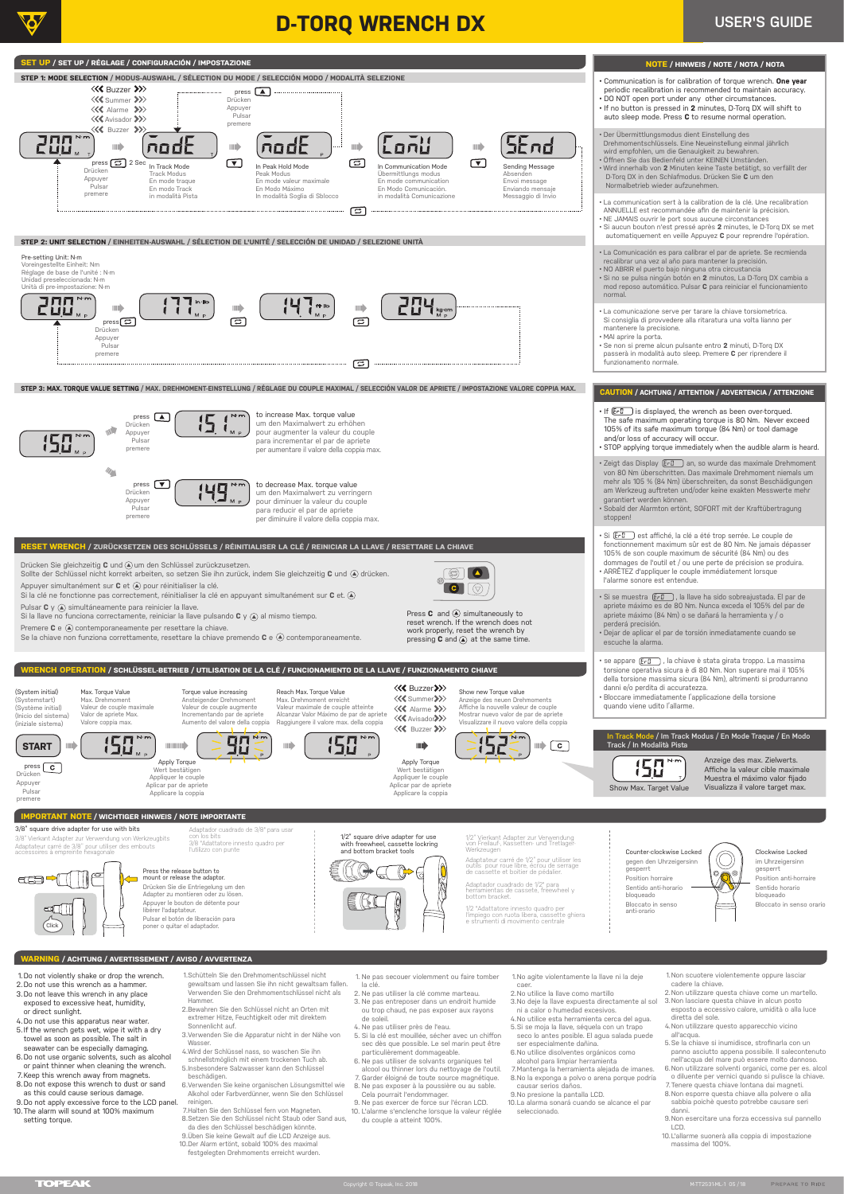# D-TORQ WRENCH DX

USER'S GUIDE

## SET UP / SET UP / RÉGLAGE / CONFIGURACIÓN / IMPOSTAZIONE

### STEP 1: MODE SELECTION / MODUS-AUSWAHL / SÉLECTION DU MODE / SELECCIÓN MODO / MODALITÀ SELEZIONE

<<< Buzzer >>>
<<< Summer >>>
<<< Alarme >>>
<<< Avisador >>>
<<< Buzzer >>>

200 → press C 2 Sec (Drücken / Appuyer / Pulsar / premere) → rodE — In Track Mode / Track Modus / En mode traque / En modo Track / in modalità Pista

press ▼ → rodE — In Peak Hold Mode / Peak Modus / En mode valeur maximale / En Modo Máximo / in modalità Soglia di Sblocco

press ▲ (Drücken / Appuyer / Pulsar / premere)

press C → ConU — In Communication Mode / Übermittlungs modus / En mode communication / En Modo Comunicación / in modalità Comunicazione

press ▼ → SEnd — Sending Message / Absenden / Envoi message / Enviando mensaje / Messaggio di Invio

### STEP 2: UNIT SELECTION / EINHEITEN-AUSWAHL / SÉLECTION DE L'UNITÉ / SELECCIÓN DE UNIDAD / SELEZIONE UNITÀ

Pre-setting Unit: N·m
Voreingestellte Einheit: Nm
Réglage de base de l'unité : N·m
Unidad preseleccionada: N·m
Unità di pre-impostazione: N·m

200 N·m → press C (Drücken / Appuyer / Pulsar / premere) → 177 in·lb → 147 ft·lb → 204 kg·cm

### STEP 3: MAX. TORQUE VALUE SETTING / MAX. DREHMOMENT-EINSTELLUNG / RÉGLAGE DU COUPLE MAXIMAL / SELECCIÓN VALOR DE APRIETE / IMPOSTAZIONE VALORE COPPIA MAX.

150 N·m

press ▲ (Drücken / Appuyer / Pulsar / premere) → 151 N·m
to increase Max. torque value
um den Maximalwert zu erhöhen
pour augmenter la valeur du couple
para incrementar el par de apriete
per aumentare il valore della coppia max.

press ▼ (Drücken / Appuyer / Pulsar / premere) → 149 N·m
to decrease Max. torque value
um den Maximalwert zu verringern
pour diminuer la valeur du couple
para reducir el par de apriete
per diminuire il valore della coppia max.

## RESET WRENCH / ZURÜCKSETZEN DES SCHLÜSSELS / RÉINITIALISER LA CLÉ / REINICIAR LA LLAVE / RESETTARE LA CHIAVE

Drücken Sie gleichzeitig **C** und Ⓐ um den Schlüssel zurückzusetzen.
Sollte der Schlüssel nicht korrekt arbeiten, so setzen Sie ihn zurück, indem Sie gleichzeitig **C** und Ⓐ drücken.

Appuyer simultanément sur **C** et Ⓐ pour réinitialiser la clé.
Si la clé ne fonctionne pas correctement, réinitialiser la clé en appuyant simultanément sur **C** et. Ⓐ

Pulsar **C** y Ⓐ simultáneamente para reiniciar la llave.
Si la llave no funciona correctamente, reiniciar la llave pulsando **C** y Ⓐ al mismo tiempo.

Premere **C** e Ⓐ contemporaneamente per resettare la chiave.
Se la chiave non funziona correttamente, resettare la chiave premendo **C** e Ⓐ contemporaneamente.

Press **C** and Ⓐ simultaneously to reset wrench. If the wrench does not work properly, reset the wrench by pressing **C** and Ⓐ at the same time.

## WRENCH OPERATION / SCHLÜSSEL-BETRIEB / UTILISATION DE LA CLÉ / FUNCIONAMIENTO DE LA LLAVE / FUNZIONAMENTO CHIAVE

(System initial) / (Systemstart) / (Système initial) / (Inicio del sistema) / (iniziale sistema)

START → press C (Drücken / Appuyer / Pulsar / premere)

150 — Max. Torque Value / Max. Drehmoment / Valeur de couple maximale / Valor de apriete Max. / Valore coppia max.

Apply Torque / Wert bestätigen / Appliquer le couple / Aplicar par de apriete / Applicare la coppia

90 — Torque value increasing / Ansteigender Drehmoment / Valeur de couple augmente / Incrementando par de apriete / Aumento del valore della coppia

150 — Reach Max. Torque Value / Max. Drehmoment erreicht / Valeur maximale de couple atteinte / Alcanzar Valor Máximo de par de apriete / Raggiungere il valore max. della coppia

<<< Buzzer >>> <<< Summer >>> <<< Alarme >>> <<< Avisador >>> <<< Buzzer >>>

Apply Torque / Wert bestätigen / Appliquer le couple / Aplicar par de apriete / Applicare la coppia

152 — Show new Torque value / Anzeige des neuen Drehmoments / Affiche la nouvelle valeur de couple / Mostrar nuevo valor de par de apriete / Visualizzare il nuovo valore della coppia

→ C

## NOTE / HINWEIS / NOTE / NOTA / NOTA

- Communication is for calibration of torque wrench. **One year** periodic recalibration is recommended to maintain accuracy.
- DO NOT open port under any other circumstances.
- If no button is pressed in **2** minutes, D-Torq DX will shift to auto sleep mode. Press **C** to resume normal operation.

- Der Übermittlungsmodus dient Einstellung des Drehmomentschlüssels. Eine Neueinstellung wird jährlich wird empfohlen, um die Genauigkeit zu bewahren.
- Öffnen Sie das Bedienfeld unter KEINEN Umständen.
- Wird innerhalb von **2** Minuten keine Taste betätigt, so verfällt der D-Torq DX in den Schlafmodus. Drücken Sie **C** um den Normalbetrieb wieder aufzunehmen.

- La communication sert à la calibration de la clé. Une recalibration ANNUELLE est recommandée afin de maintenir la précision.
- NE JAMAIS ouvrir le port sous aucune circonstances
- Si aucun bouton n'est pressé après **2** minutes, le D-Torq DX se met automatiquement en veille Appuyez **C** pour reprendre l'opération.

- La Comunicación es para calibrar el par de apriete. Se recomienda recalibrar una vez al año para mantener la precisión.
- NO ABRIR el puerto bajo ninguna otra circustancia
- Si no se pulsa ningún botón en **2** minutos, La D-Torq DX cambia a mod reposo automático. Pulsar **C** para reiniciar el funcionamiento normal.

- La comunicazione serve per tarare la chiave torsiometrica. Si consiglia di provvedere alla ritaratura una volta lianno per mantenere la precisione.
- MAI aprire la porta.
- Se non si preme alcun pulsante entro **2** minuti, D-Torq DX passerà in modalità auto sleep. Premere **C** per riprendere il funzionamento normale.

## CAUTION / ACHTUNG / ATTENTION / ADVERTENCIA / ATTENZIONE

- If Er0 is displayed, the wrench as been over-torqued. The safe maximum operating torque is 80 Nm. Never exceed 105% of its safe maximum torque (84 Nm) or tool damage and/or loss of accuracy will occur.
- STOP applying torque immediately when the audible alarm is heard.

- Zeigt das Display Er0 an, so wurde das maximale Drehmoment von 80 Nm überschritten. Das maximale Drehmoment niemals um mehr als 105 % (84 Nm) überschreiten, da sonst Beschädigungen am Werkzeug auftreten und/oder keine exakten Messwerte mehr garantiert werden können.
- Sobald der Alarmton ertönt, SOFORT mit der Kraftübertragung stoppen!

- Si Er0 est affiché, la clé a été trop serrée. Le couple de fonctionnement maximum sûr est de 80 Nm. Ne jamais dépasser 105% de son couple maximum de sécurité (84 Nm) ou des dommages de l'outil et / ou une perte de précision se produira.
- ARRÊTEZ d'appliquer le couple immédiatement lorsque l'alarme sonore est entendue.

- Si se muestra Er0 , la llave ha sido sobreajustada. El par de apriete máximo es de 80 Nm. Nunca exceda el 105% del par de apriete máximo (84 Nm) o se dañará la herramienta y / o perderá precisión.
- Dejar de aplicar el par de torsión inmediatamente cuando se escuche la alarma.

- se appare Er0 , la chiave è stata girata troppo. La massima torsione operativa sicura è di 80 Nm. Non superare mai il 105% della torsione massima sicura (84 Nm), altrimenti si produrranno danni e/o perdita di accuratezza.
- Bloccare immediatamente l'applicazione della torsione quando viene udito l'allarme.

## In Track Mode / Im Track Modus / En Mode Traque / En Modo Track / In Modalità Pista

150 — Show Max. Target Value

Anzeige des max. Zielwerts.
Affiche la valeur cible maximale
Muestra el máximo valor fijado
Visualizza il valore target max.

## IMPORTANT NOTE / WICHTIGER HINWEIS / NOTE IMPORTANTE

3/8" square drive adapter for use with bits
3/8" Vierkant Adapter zur Verwendung von Werkzeugbits
Adaptateur carré de 3/8" pour utiliser des embouts accessoires à empreinte hexagonale
Adaptador cuadrado de 3/8" para usar con los bits
3/8 "Adattatore innesto quadro per l'utilizzo con punte

Press the release button to mount or release the adaptor.
Drücken Sie die Entriegelung um den Adapter zu montieren oder zu lösen.
Appuyer le bouton de détente pour libérer l'adaptateur.
Pulsar el botón de liberación para poner o quitar el adaptador.

Click

1/2" square drive adapter for use with freewheel, cassette locking and bottom bracket tools
1/2" Vierkant Adapter zur Verwendung von Freilauf-, Kassetten- und Tretlager-Werkzeugen
Adaptateur carré de 1/2" pour utiliser les outils pour roue libre, écrou de serrage de cassette et boîtier de pédalier.
Adaptador cuadrado de 1/2" para herramientas de cassete, freewheel y bottom bracket.
1/2 "Adattatore innesto quadro per l'impiego con ruota libera, cassette ghiera e strumenti di movimento centrale

Counter-clockwise Locked / gegen den Uhrzeigersinn gesperrt / Position horraire / Sentido anti-horario bloqueado / Bloccato in senso anti-orario

Clockwise Locked / im Uhrzeigersinn gesperrt / Position anti-horraire / Sentido horario bloqueado / Bloccato in senso orario

## WARNING / ACHTUNG / AVERTISSEMENT / AVISO / AVVERTENZA

1. Do not violently shake or drop the wrench.
2. Do not use this wrench as a hammer.
3. Do not leave this wrench in any place exposed to excessive heat, humidity, or direct sunlight.
4. Do not use this apparatus near water.
5. If the wrench gets wet, wipe it with a dry towel as soon as possible. The salt in seawater can be especially damaging.
6. Do not use organic solvents, such as alcohol or paint thinner when cleaning the wrench.
7. Keep this wrench away from magnets.
8. Do not expose this wrench to dust or sand as this could cause serious damage.
9. Do not apply excessive force to the LCD panel.
10. The alarm will sound at 100% maximum setting torque.

1. Schütteln Sie den Drehmomentschlüssel nicht gewaltsam und lassen Sie ihn nicht gewaltsam fallen. Verwenden Sie den Drehmomentschlüssel nicht als Hammer.
2. Bewahren Sie den Schlüssel nicht an Orten mit extremer Hitze, Feuchtigkeit oder mit direktem Sonnenlicht auf.
3. Verwenden Sie die Apparatur nicht in der Nähe von Wasser.
4. Wird der Schlüssel nass, so waschen Sie ihn schnellstmöglich mit einem trockenen Tuch ab.
5. Insbesondere Salzwasser kann den Schlüssel beschädigen.
6. Verwenden Sie keine organischen Lösungsmittel wie Alkohol oder Farbverdünner, wenn Sie den Schlüssel reinigen.
7. Halten Sie den Schlüssel fern von Magneten.
8. Setzen Sie den Schlüssel nicht Staub oder Sand aus, da dies den Schlüssel beschädigen könnte.
9. Üben Sie keine Gewalt auf die LCD Anzeige aus.
10. Der Alarm ertönt, sobald 100% des maximal festgelegten Drehmoments erreicht wurden.

1. Ne pas secouer violemment ou faire tomber la clé.
2. Ne pas utiliser la clé comme marteau.
3. Ne pas entreposer dans un endroit humide ou trop chaud, ne pas exposer aux rayons de soleil.
4. Ne pas utiliser près de l'eau.
5. Si la clé est mouillée, sécher avec un chiffon sec dès que possible. Le sel marin peut être particulièrement dommageable.
6. Ne pas utiliser de solvants organiques tel alcool ou thinner lors du nettoyage de l'outil.
7. Garder éloigné de toute source magnétique.
8. Ne pas exposer à la poussière ou au sable. Cela pourrait l'endommager.
9. Ne pas exercer de force sur l'écran LCD.
10. L'alarme s'enclenche lorsque la valeur réglée du couple a atteint 100%.

1. No agite violentamente la llave ni la deje caer.
2. No utilice la llave como martillo
3. No deje la llave expuesta directamente al sol ni a calor o humedad excesivos.
4. No utilice esta herramienta cerca del agua.
5. Si se moja la llave, séquela con un trapo seco lo antes posible. El agua salada puede ser especialmente dañina.
6. No utilice disolventes orgánicos como alcohol para limpiar herramienta
7. Mantenga la herramienta alejada de imanes.
8. No la exponga a polvo o arena porque podría causar serios daños.
9. No presione la pantalla LCD.
10. La alarma sonará cuando se alcance el par seleccionado.

1. Non scuotere violentemente oppure lasciar cadere la chiave.
2. Non utilizzare questa chiave come un martello.
3. Non lasciare questa chiave in alcun posto esposto a eccessivo calore, umidità o alla luce diretta del sole.
4. Non utilizzare questo apparecchio vicino all'acqua.
5. Se la chiave si inumidisce, strofinarla con un panno asciutto appena possibile. Il salecontenuto nell'acqua del mare può essere molto dannoso.
6. Non utilizzare solventi organici, come per es. alcol o diluente per vernici quando si pulisce la chiave.
7. Tenere questa chiave lontana dai magneti.
8. Non esporre questa chiave alla polvere o alla sabbia poiché questo potrebbe causare seri danni.
9. Non esercitare una forza eccessiva sul pannello LCD.
10. L'allarme suonerà alla coppia di impostazione massima del 100%.

TOPEAK — Copyright © Topeak, Inc. 2018 — M-TT2531ML-1 05 / 18 — PREPARE TO RIDE